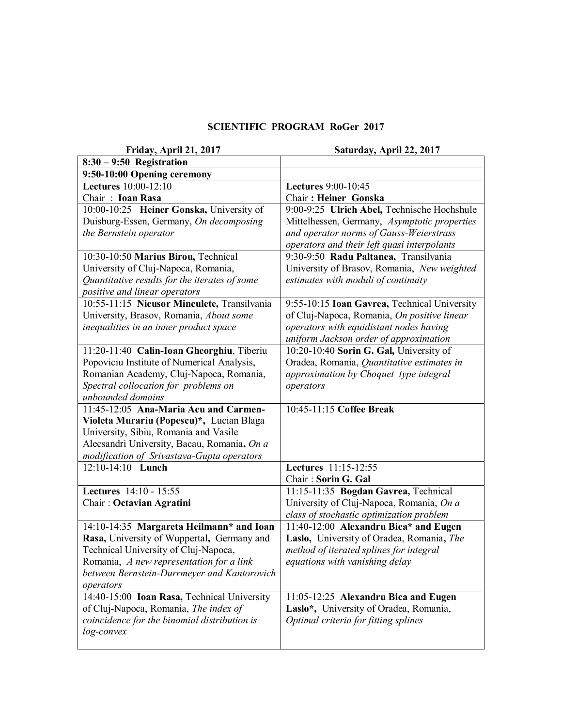# SCIENTIFIC PROGRAM RoGer 2017

| Friday, April 21, 2017 | Saturday, April 22, 2017 |
|---|---|
| **8:30 – 9:50 Registration** | |
| **9:50-10:00 Opening ceremony** | |
| **Lectures** 10:00-12:10<br>Chair : **Ioan Rasa** | **Lectures** 9:00-10:45<br>Chair **: Heiner Gonska** |
| 10:00-10:25 **Heiner Gonska,** University of Duisburg-Essen, Germany, *On decomposing the Bernstein operator* | 9:00-9:25 **Ulrich Abel,** Technische Hochshule Mittelhessen, Germany, *Asymptotic properties and operator norms of Gauss-Weierstrass operators and their left quasi interpolants* |
| 10:30-10:50 **Marius Birou,** Technical University of Cluj-Napoca, Romania, *Quantitative results for the iterates of some positive and linear operators* | 9:30-9:50 **Radu Paltanea,** Transilvania University of Brasov, Romania, *New weighted estimates with moduli of continuity* |
| 10:55-11:15 **Nicusor Minculete,** Transilvania University, Brasov, Romania, *About some inequalities in an inner product space* | 9:55-10:15 **Ioan Gavrea,** Technical University of Cluj-Napoca, Romania, *On positive linear operators with equidistant nodes having uniform Jackson order of approximation* |
| 11:20-11:40 **Calin-Ioan Gheorghiu,** Tiberiu Popoviciu Institute of Numerical Analysis, Romanian Academy, Cluj-Napoca, Romania, *Spectral collocation for problems on unbounded domains* | 10:20-10:40 **Sorin G. Gal,** University of Oradea, Romania, *Quantitative estimates in approximation by Choquet type integral operators* |
| 11:45-12:05 **Ana-Maria Acu and Carmen-Violeta Murariu (Popescu)*,** Lucian Blaga University, Sibiu, Romania and Vasile Alecsandri University, Bacau, Romania**,** *On a modification of Srivastava-Gupta operators* | 10:45-11:15 **Coffee Break** |
| 12:10-14:10 **Lunch** | **Lectures** 11:15-12:55<br>Chair : **Sorin G. Gal** |
| **Lectures** 14:10 - 15:55<br>Chair : **Octavian Agratini** | 11:15-11:35 **Bogdan Gavrea,** Technical University of Cluj-Napoca, Romania, *On a class of stochastic optimization problem* |
| 14:10-14:35 **Margareta Heilmann* and Ioan Rasa,** University of Wuppertal, Germany and Technical University of Cluj-Napoca, Romania, *A new representation for a link between Bernstein-Durrmeyer and Kantorovich operators* | 11:40-12:00 **Alexandru Bica* and Eugen Laslo,** University of Oradea, Romania**,** *The method of iterated splines for integral equations with vanishing delay* |
| 14:40-15:00 **Ioan Rasa,** Technical University of Cluj-Napoca, Romania, *The index of coincidence for the binomial distribution is log-convex* | 11:05-12:25 **Alexandru Bica and Eugen Laslo*,** University of Oradea, Romania, *Optimal criteria for fitting splines* |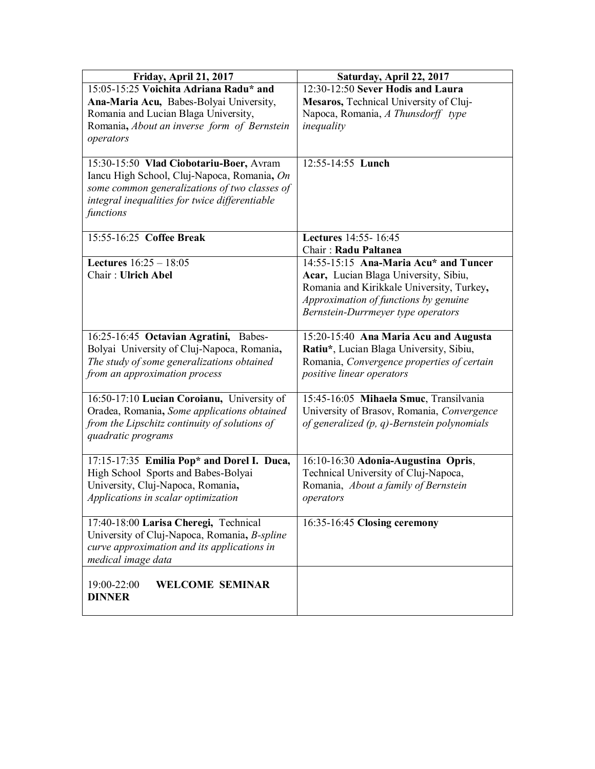| Friday, April 21, 2017 | Saturday, April 22, 2017 |
|---|---|
| 15:05-15:25 **Voichita Adriana Radu* and Ana-Maria Acu,** Babes-Bolyai University, Romania and Lucian Blaga University, Romania**,** *About an inverse form of Bernstein operators* | 12:30-12:50 **Sever Hodis and Laura Mesaros,** Technical University of Cluj-Napoca, Romania, *A Thunsdorff type inequality* |
| 15:30-15:50 **Vlad Ciobotariu-Boer,** Avram Iancu High School, Cluj-Napoca, Romania**,** *On some common generalizations of two classes of integral inequalities for twice differentiable functions* | 12:55-14:55 **Lunch** |
| 15:55-16:25 **Coffee Break** | **Lectures** 14:55- 16:45<br>Chair : **Radu Paltanea** |
| **Lectures** 16:25 – 18:05<br>Chair : **Ulrich Abel** | 14:55-15:15 **Ana-Maria Acu* and Tuncer Acar,** Lucian Blaga University, Sibiu, Romania and Kirikkale University, Turkey**,** *Approximation of functions by genuine Bernstein-Durrmeyer type operators* |
| 16:25-16:45 **Octavian Agratini,** Babes-Bolyai University of Cluj-Napoca, Romania**,** *The study of some generalizations obtained from an approximation process* | 15:20-15:40 **Ana Maria Acu and Augusta Ratiu***, Lucian Blaga University, Sibiu, Romania, *Convergence properties of certain positive linear operators* |
| 16:50-17:10 **Lucian Coroianu,** University of Oradea, Romania**,** *Some applications obtained from the Lipschitz continuity of solutions of quadratic programs* | 15:45-16:05 **Mihaela Smuc**, Transilvania University of Brasov, Romania, *Convergence of generalized (p, q)-Bernstein polynomials* |
| 17:15-17:35 **Emilia Pop* and Dorel I. Duca,** High School Sports and Babes-Bolyai University, Cluj-Napoca, Romania**,** *Applications in scalar optimization* | 16:10-16:30 **Adonia-Augustina Opris**, Technical University of Cluj-Napoca, Romania, *About a family of Bernstein operators* |
| 17:40-18:00 **Larisa Cheregi,** Technical University of Cluj-Napoca, Romania**,** *B-spline curve approximation and its applications in medical image data* | 16:35-16:45 **Closing ceremony** |
| 19:00-22:00 **WELCOME SEMINAR DINNER** | |